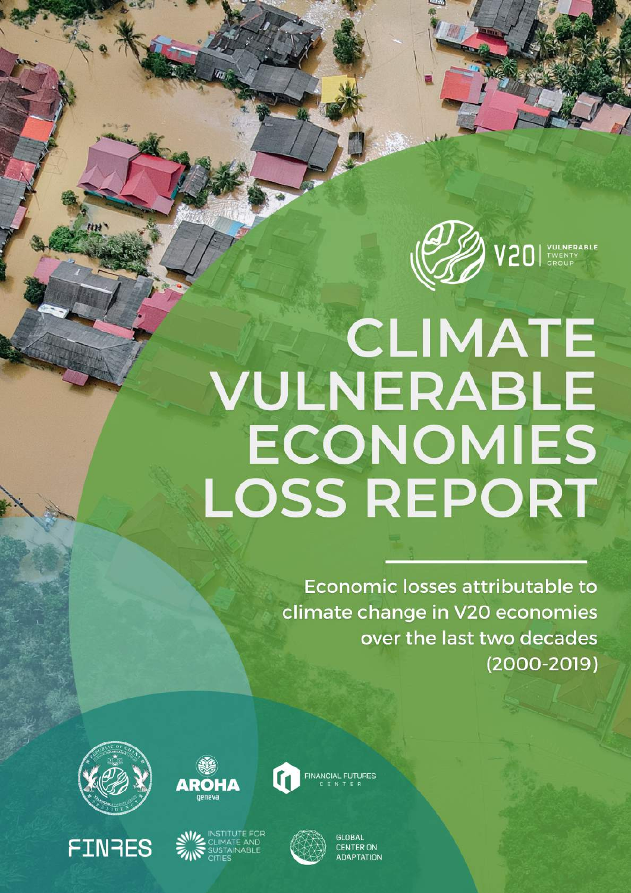V20 | VULNERABLE TWENTY GROUP

# CLIMATE VULNERABLE ECONOMIES LOSS REPORT

Economic losses attributable to climate change in V20 economies over the last two decades (2000-2019)

AROHA geneva

FINANCIAL FUTURES CENTER

FINRES

INSTITUTE FOR CLIMATE AND SUSTAINABLE CITIES

GLOBAL CENTER ON ADAPTATION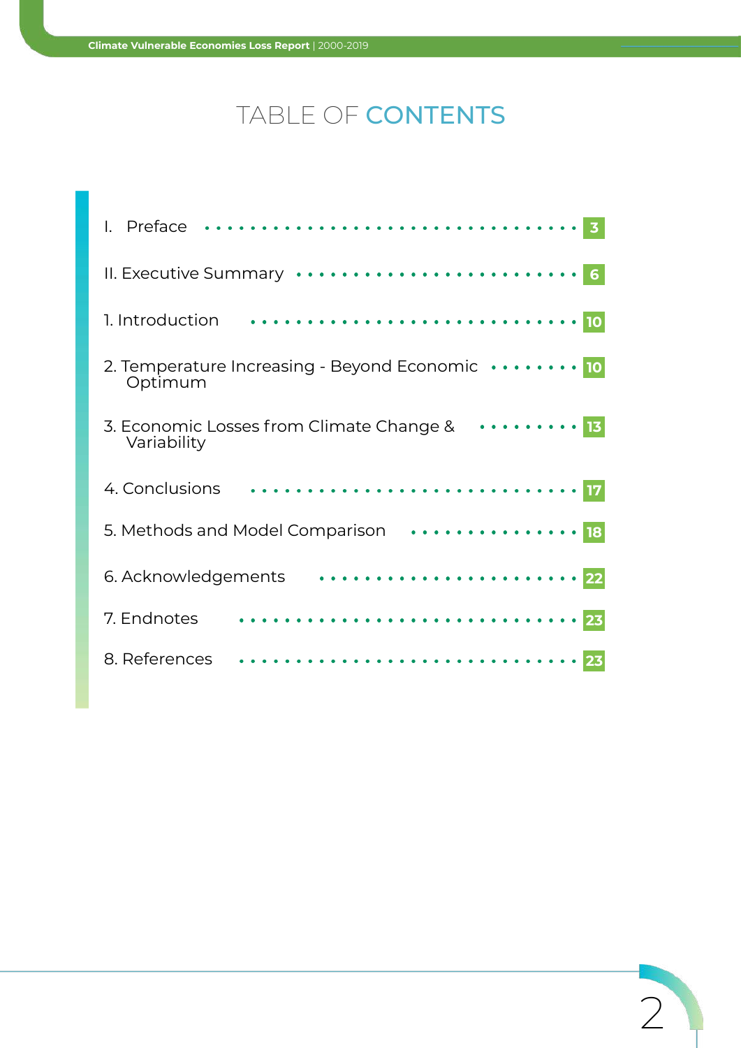# TABLE OF CONTENTS

- I. Preface ........................................ 3
- II. Executive Summary ........................................ 6
- 1. Introduction ........................................ 10
- 2. Temperature Increasing - Beyond Economic Optimum ........................................ 10
- 3. Economic Losses from Climate Change & Variability ........................................ 13
- 4. Conclusions ........................................ 17
- 5. Methods and Model Comparison ........................................ 18
- 6. Acknowledgements ........................................ 22
- 7. Endnotes ........................................ 23
- 8. References ........................................ 23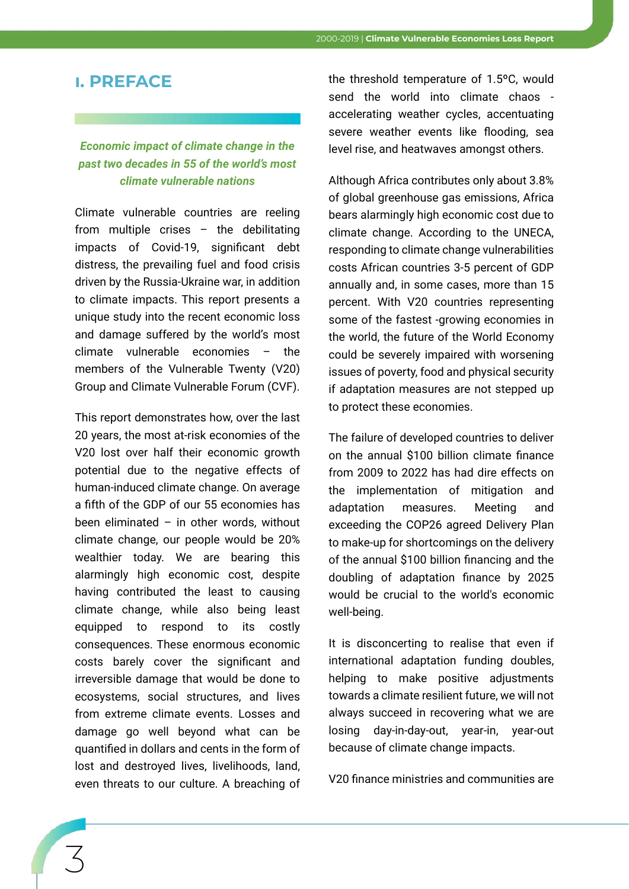# I. PREFACE

***Economic impact of climate change in the past two decades in 55 of the world's most climate vulnerable nations***

Climate vulnerable countries are reeling from multiple crises – the debilitating impacts of Covid-19, significant debt distress, the prevailing fuel and food crisis driven by the Russia-Ukraine war, in addition to climate impacts. This report presents a unique study into the recent economic loss and damage suffered by the world's most climate vulnerable economies – the members of the Vulnerable Twenty (V20) Group and Climate Vulnerable Forum (CVF).

This report demonstrates how, over the last 20 years, the most at-risk economies of the V20 lost over half their economic growth potential due to the negative effects of human-induced climate change. On average a fifth of the GDP of our 55 economies has been eliminated – in other words, without climate change, our people would be 20% wealthier today. We are bearing this alarmingly high economic cost, despite having contributed the least to causing climate change, while also being least equipped to respond to its costly consequences. These enormous economic costs barely cover the significant and irreversible damage that would be done to ecosystems, social structures, and lives from extreme climate events. Losses and damage go well beyond what can be quantified in dollars and cents in the form of lost and destroyed lives, livelihoods, land, even threats to our culture. A breaching of the threshold temperature of 1.5°C, would send the world into climate chaos - accelerating weather cycles, accentuating severe weather events like flooding, sea level rise, and heatwaves amongst others.

Although Africa contributes only about 3.8% of global greenhouse gas emissions, Africa bears alarmingly high economic cost due to climate change. According to the UNECA, responding to climate change vulnerabilities costs African countries 3-5 percent of GDP annually and, in some cases, more than 15 percent. With V20 countries representing some of the fastest -growing economies in the world, the future of the World Economy could be severely impaired with worsening issues of poverty, food and physical security if adaptation measures are not stepped up to protect these economies.

The failure of developed countries to deliver on the annual $100 billion climate finance from 2009 to 2022 has had dire effects on the implementation of mitigation and adaptation measures. Meeting and exceeding the COP26 agreed Delivery Plan to make-up for shortcomings on the delivery of the annual $100 billion financing and the doubling of adaptation finance by 2025 would be crucial to the world's economic well-being.

It is disconcerting to realise that even if international adaptation funding doubles, helping to make positive adjustments towards a climate resilient future, we will not always succeed in recovering what we are losing day-in-day-out, year-in, year-out because of climate change impacts.

V20 finance ministries and communities are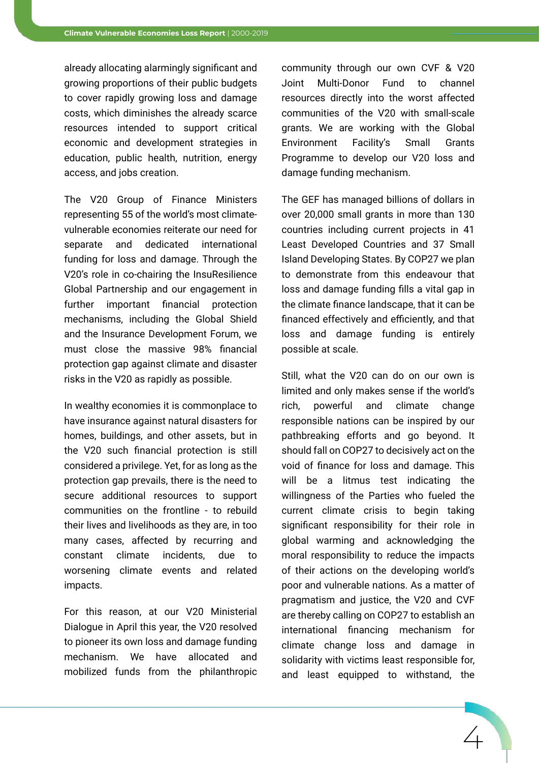already allocating alarmingly significant and growing proportions of their public budgets to cover rapidly growing loss and damage costs, which diminishes the already scarce resources intended to support critical economic and development strategies in education, public health, nutrition, energy access, and jobs creation.

The V20 Group of Finance Ministers representing 55 of the world's most climate-vulnerable economies reiterate our need for separate and dedicated international funding for loss and damage. Through the V20's role in co-chairing the InsuResilience Global Partnership and our engagement in further important financial protection mechanisms, including the Global Shield and the Insurance Development Forum, we must close the massive 98% financial protection gap against climate and disaster risks in the V20 as rapidly as possible.

In wealthy economies it is commonplace to have insurance against natural disasters for homes, buildings, and other assets, but in the V20 such financial protection is still considered a privilege. Yet, for as long as the protection gap prevails, there is the need to secure additional resources to support communities on the frontline - to rebuild their lives and livelihoods as they are, in too many cases, affected by recurring and constant climate incidents, due to worsening climate events and related impacts.

For this reason, at our V20 Ministerial Dialogue in April this year, the V20 resolved to pioneer its own loss and damage funding mechanism. We have allocated and mobilized funds from the philanthropic community through our own CVF & V20 Joint Multi-Donor Fund to channel resources directly into the worst affected communities of the V20 with small-scale grants. We are working with the Global Environment Facility's Small Grants Programme to develop our V20 loss and damage funding mechanism.

The GEF has managed billions of dollars in over 20,000 small grants in more than 130 countries including current projects in 41 Least Developed Countries and 37 Small Island Developing States. By COP27 we plan to demonstrate from this endeavour that loss and damage funding fills a vital gap in the climate finance landscape, that it can be financed effectively and efficiently, and that loss and damage funding is entirely possible at scale.

Still, what the V20 can do on our own is limited and only makes sense if the world's rich, powerful and climate change responsible nations can be inspired by our pathbreaking efforts and go beyond. It should fall on COP27 to decisively act on the void of finance for loss and damage. This will be a litmus test indicating the willingness of the Parties who fueled the current climate crisis to begin taking significant responsibility for their role in global warming and acknowledging the moral responsibility to reduce the impacts of their actions on the developing world's poor and vulnerable nations. As a matter of pragmatism and justice, the V20 and CVF are thereby calling on COP27 to establish an international financing mechanism for climate change loss and damage in solidarity with victims least responsible for, and least equipped to withstand, the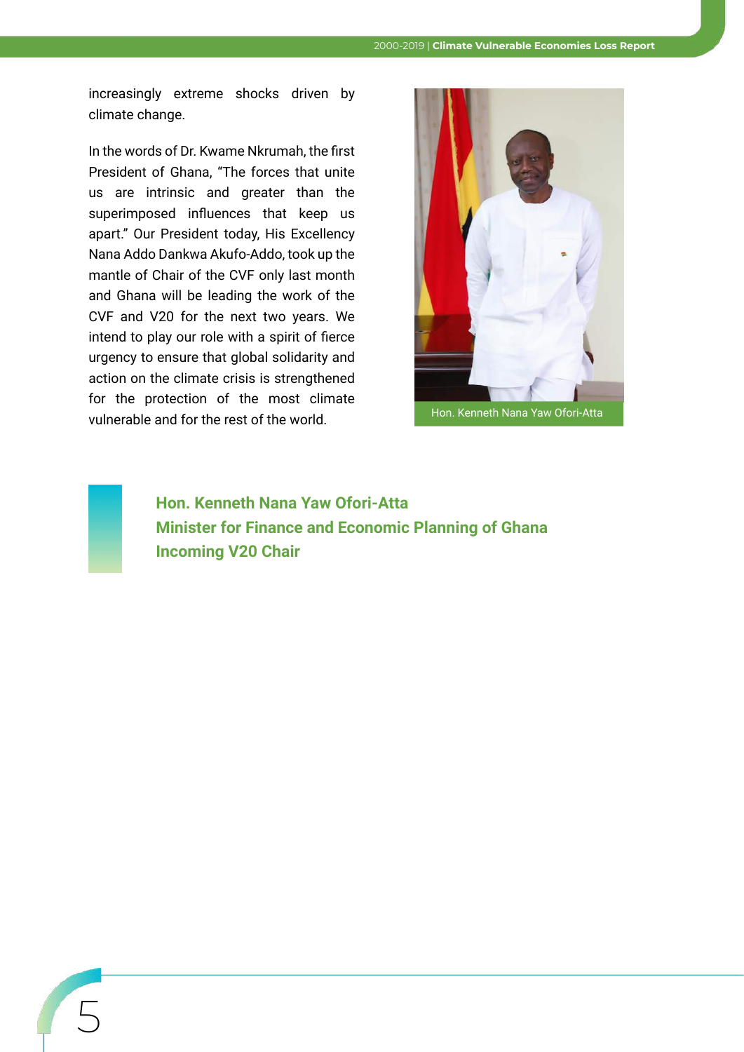increasingly extreme shocks driven by climate change.

In the words of Dr. Kwame Nkrumah, the first President of Ghana, "The forces that unite us are intrinsic and greater than the superimposed influences that keep us apart." Our President today, His Excellency Nana Addo Dankwa Akufo-Addo, took up the mantle of Chair of the CVF only last month and Ghana will be leading the work of the CVF and V20 for the next two years. We intend to play our role with a spirit of fierce urgency to ensure that global solidarity and action on the climate crisis is strengthened for the protection of the most climate vulnerable and for the rest of the world.

Hon. Kenneth Nana Yaw Ofori-Atta

**Hon. Kenneth Nana Yaw Ofori-Atta**
**Minister for Finance and Economic Planning of Ghana**
**Incoming V20 Chair**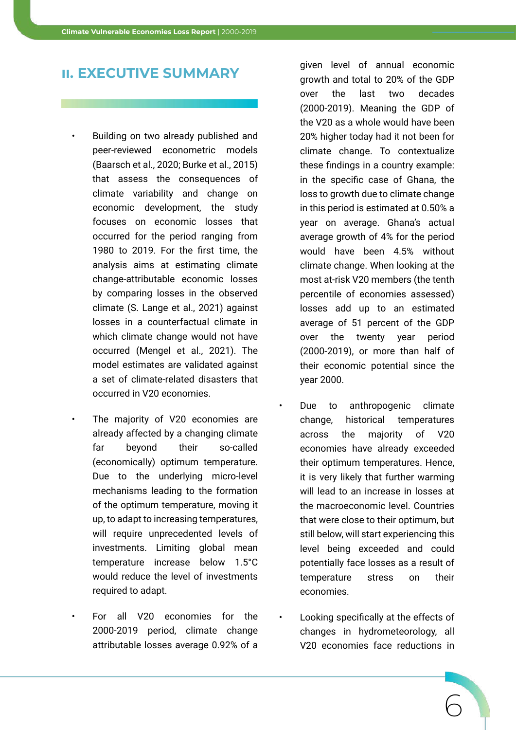## II. EXECUTIVE SUMMARY

- Building on two already published and peer-reviewed econometric models (Baarsch et al., 2020; Burke et al., 2015) that assess the consequences of climate variability and change on economic development, the study focuses on economic losses that occurred for the period ranging from 1980 to 2019. For the first time, the analysis aims at estimating climate change-attributable economic losses by comparing losses in the observed climate (S. Lange et al., 2021) against losses in a counterfactual climate in which climate change would not have occurred (Mengel et al., 2021). The model estimates are validated against a set of climate-related disasters that occurred in V20 economies.

- The majority of V20 economies are already affected by a changing climate far beyond their so-called (economically) optimum temperature. Due to the underlying micro-level mechanisms leading to the formation of the optimum temperature, moving it up, to adapt to increasing temperatures, will require unprecedented levels of investments. Limiting global mean temperature increase below 1.5°C would reduce the level of investments required to adapt.

- For all V20 economies for the 2000-2019 period, climate change attributable losses average 0.92% of a given level of annual economic growth and total to 20% of the GDP over the last two decades (2000-2019). Meaning the GDP of the V20 as a whole would have been 20% higher today had it not been for climate change. To contextualize these findings in a country example: in the specific case of Ghana, the loss to growth due to climate change in this period is estimated at 0.50% a year on average. Ghana's actual average growth of 4% for the period would have been 4.5% without climate change. When looking at the most at-risk V20 members (the tenth percentile of economies assessed) losses add up to an estimated average of 51 percent of the GDP over the twenty year period (2000-2019), or more than half of their economic potential since the year 2000.

- Due to anthropogenic climate change, historical temperatures across the majority of V20 economies have already exceeded their optimum temperatures. Hence, it is very likely that further warming will lead to an increase in losses at the macroeconomic level. Countries that were close to their optimum, but still below, will start experiencing this level being exceeded and could potentially face losses as a result of temperature stress on their economies.

- Looking specifically at the effects of changes in hydrometeorology, all V20 economies face reductions in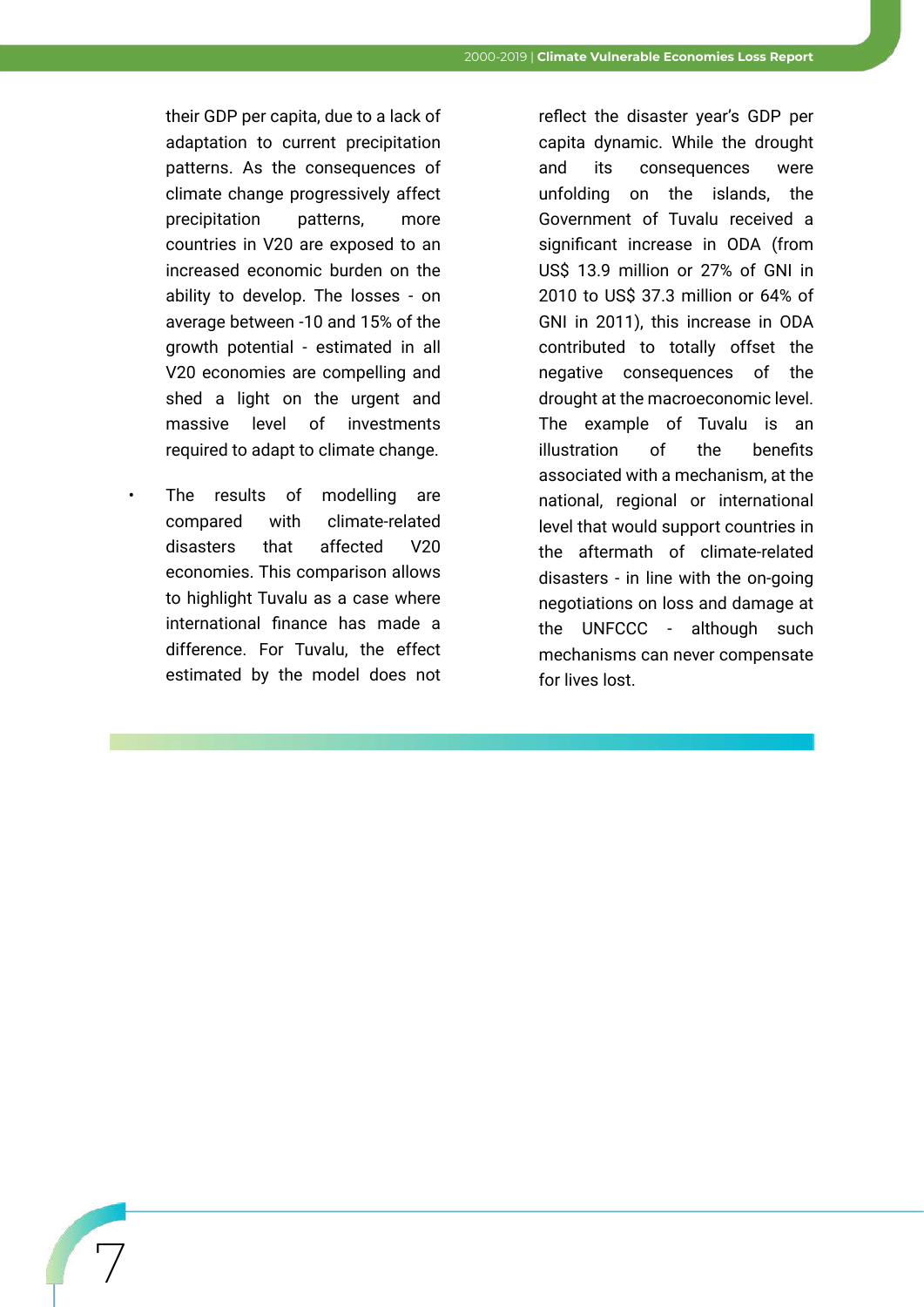their GDP per capita, due to a lack of adaptation to current precipitation patterns. As the consequences of climate change progressively affect precipitation patterns, more countries in V20 are exposed to an increased economic burden on the ability to develop. The losses - on average between -10 and 15% of the growth potential - estimated in all V20 economies are compelling and shed a light on the urgent and massive level of investments required to adapt to climate change.

- The results of modelling are compared with climate-related disasters that affected V20 economies. This comparison allows to highlight Tuvalu as a case where international finance has made a difference. For Tuvalu, the effect estimated by the model does not reflect the disaster year's GDP per capita dynamic. While the drought and its consequences were unfolding on the islands, the Government of Tuvalu received a significant increase in ODA (from US$ 13.9 million or 27% of GNI in 2010 to US$ 37.3 million or 64% of GNI in 2011), this increase in ODA contributed to totally offset the negative consequences of the drought at the macroeconomic level. The example of Tuvalu is an illustration of the benefits associated with a mechanism, at the national, regional or international level that would support countries in the aftermath of climate-related disasters - in line with the on-going negotiations on loss and damage at the UNFCCC - although such mechanisms can never compensate for lives lost.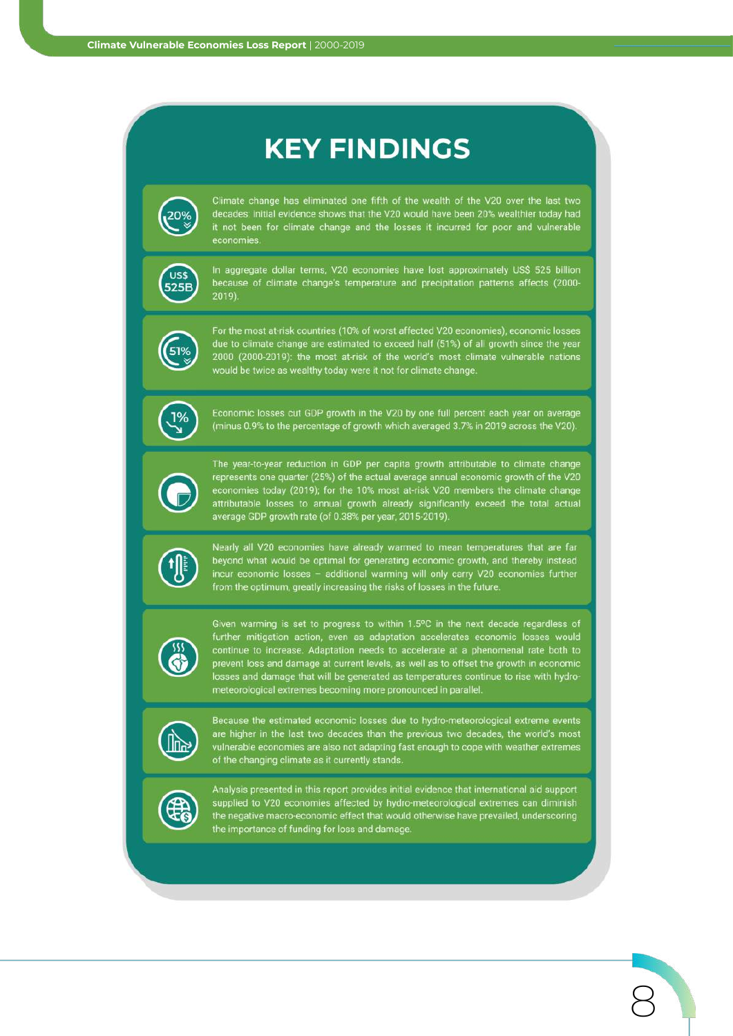# KEY FINDINGS

- Climate change has eliminated one fifth of the wealth of the V20 over the last two decades: initial evidence shows that the V20 would have been 20% wealthier today had it not been for climate change and the losses it incurred for poor and vulnerable economies.

- In aggregate dollar terms, V20 economies have lost approximately US$ 525 billion because of climate change's temperature and precipitation patterns affects (2000-2019).

- For the most at-risk countries (10% of worst affected V20 economies), economic losses due to climate change are estimated to exceed half (51%) of all growth since the year 2000 (2000-2019): the most at-risk of the world's most climate vulnerable nations would be twice as wealthy today were it not for climate change.

- Economic losses cut GDP growth in the V20 by one full percent each year on average (minus 0.9% to the percentage of growth which averaged 3.7% in 2019 across the V20).

- The year-to-year reduction in GDP per capita growth attributable to climate change represents one quarter (25%) of the actual average annual economic growth of the V20 economies today (2019); for the 10% most at-risk V20 members the climate change attributable losses to annual growth already significantly exceed the total actual average GDP growth rate (of 0.38% per year, 2015-2019).

- Nearly all V20 economies have already warmed to mean temperatures that are far beyond what would be optimal for generating economic growth, and thereby instead incur economic losses – additional warming will only carry V20 economies further from the optimum, greatly increasing the risks of losses in the future.

- Given warming is set to progress to within 1.5ºC in the next decade regardless of further mitigation action, even as adaptation accelerates economic losses would continue to increase. Adaptation needs to accelerate at a phenomenal rate both to prevent loss and damage at current levels, as well as to offset the growth in economic losses and damage that will be generated as temperatures continue to rise with hydro-meteorological extremes becoming more pronounced in parallel.

- Because the estimated economic losses due to hydro-meteorological extreme events are higher in the last two decades than the previous two decades, the world's most vulnerable economies are also not adapting fast enough to cope with weather extremes of the changing climate as it currently stands.

- Analysis presented in this report provides initial evidence that international aid support supplied to V20 economies affected by hydro-meteorological extremes can diminish the negative macro-economic effect that would otherwise have prevailed, underscoring the importance of funding for loss and damage.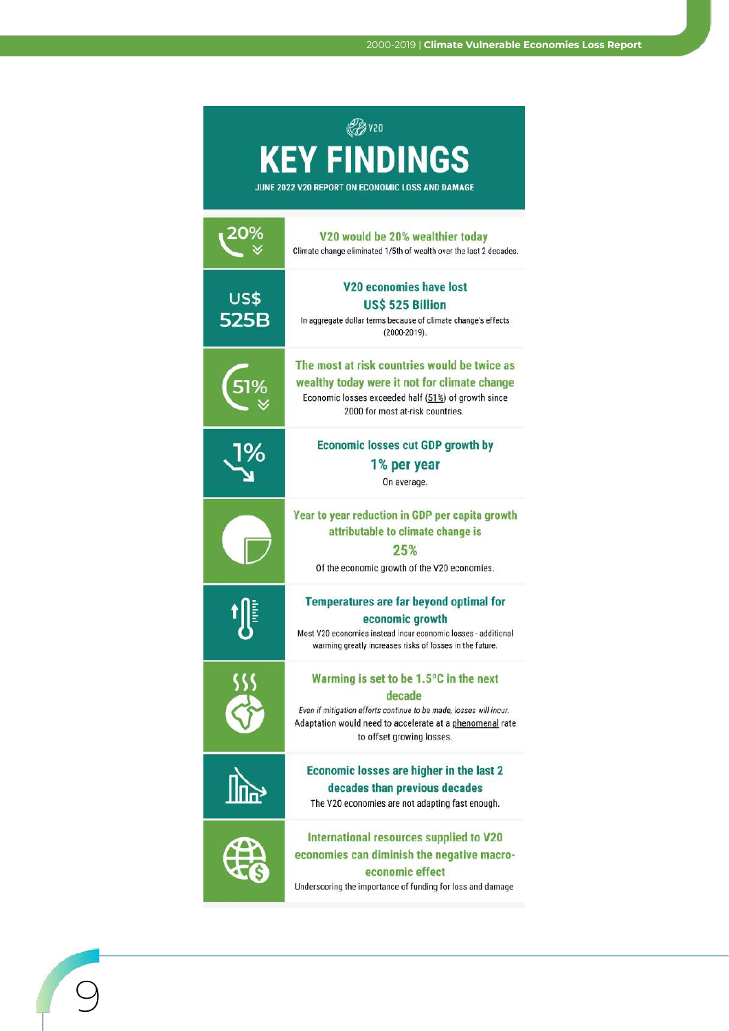V20

# KEY FINDINGS

JUNE 2022 V20 REPORT ON ECONOMIC LOSS AND DAMAGE

| | |
|---|---|
| 20% | **V20 would be 20% wealthier today**<br>Climate change eliminated 1/5th of wealth over the last 2 decades. |
| US$ 525B | **V20 economies have lost US$ 525 Billion**<br>In aggregate dollar terms because of climate change's effects (2000-2019). |
| 51% | **The most at risk countries would be twice as wealthy today were it not for climate change**<br>Economic losses exceeded half (51%) of growth since 2000 for most at-risk countries. |
| 1% | **Economic losses cut GDP growth by 1% per year**<br>On average. |
| | **Year to year reduction in GDP per capita growth attributable to climate change is 25%**<br>Of the economic growth of the V20 economies. |
| | **Temperatures are far beyond optimal for economic growth**<br>Most V20 economies instead incur economic losses - additional warming greatly increases risks of losses in the future. |
| | **Warming is set to be 1.5°C in the next decade**<br>*Even if mitigation efforts continue to be made, losses will incur.*<br>Adaptation would need to accelerate at a phenomenal rate to offset growing losses. |
| | **Economic losses are higher in the last 2 decades than previous decades**<br>The V20 economies are not adapting fast enough. |
| | **International resources supplied to V20 economies can diminish the negative macro-economic effect**<br>Underscoring the importance of funding for loss and damage |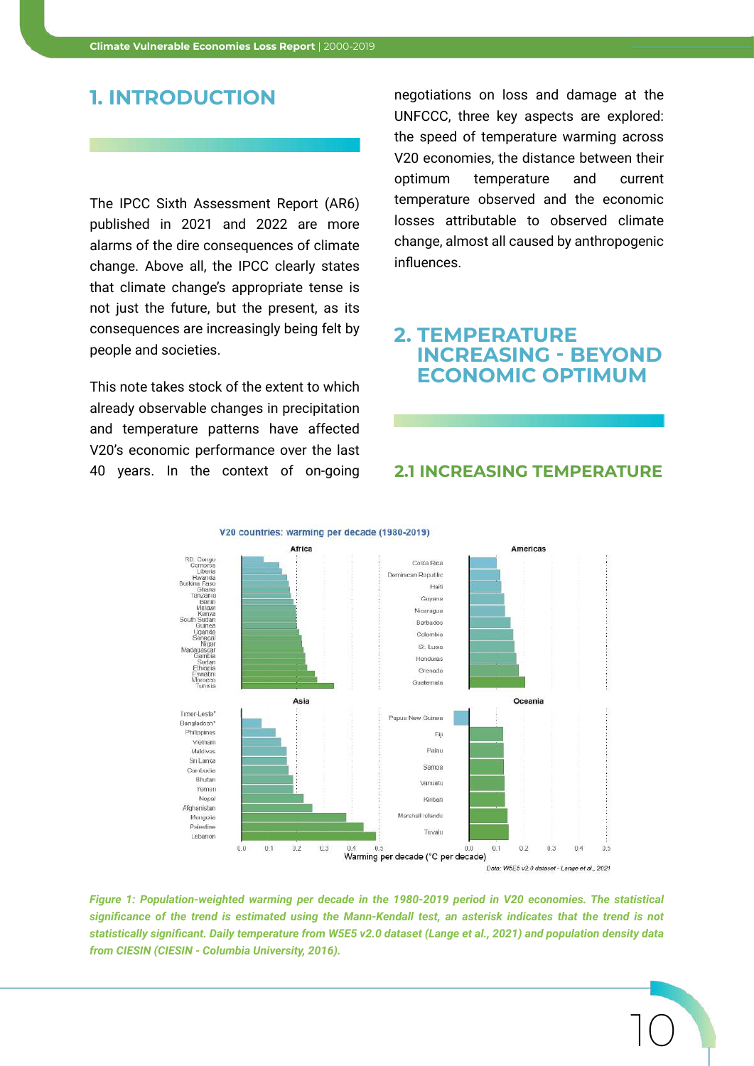# 1. INTRODUCTION

The IPCC Sixth Assessment Report (AR6) published in 2021 and 2022 are more alarms of the dire consequences of climate change. Above all, the IPCC clearly states that climate change's appropriate tense is not just the future, but the present, as its consequences are increasingly being felt by people and societies.

This note takes stock of the extent to which already observable changes in precipitation and temperature patterns have affected V20's economic performance over the last 40 years. In the context of on-going negotiations on loss and damage at the UNFCCC, three key aspects are explored: the speed of temperature warming across V20 economies, the distance between their optimum temperature and current temperature observed and the economic losses attributable to observed climate change, almost all caused by anthropogenic influences.

# 2. TEMPERATURE INCREASING - BEYOND ECONOMIC OPTIMUM

## 2.1 INCREASING TEMPERATURE

*Figure 1: Population-weighted warming per decade in the 1980-2019 period in V20 economies. The statistical significance of the trend is estimated using the Mann-Kendall test, an asterisk indicates that the trend is not statistically significant. Daily temperature from W5E5 v2.0 dataset (Lange et al., 2021) and population density data from CIESIN (CIESIN - Columbia University, 2016).*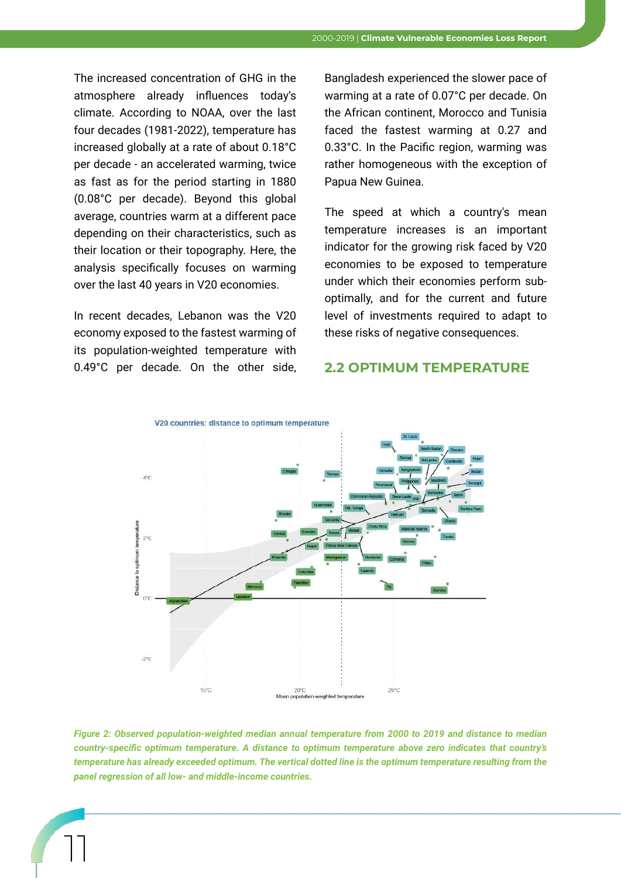The increased concentration of GHG in the atmosphere already influences today's climate. According to NOAA, over the last four decades (1981-2022), temperature has increased globally at a rate of about 0.18°C per decade - an accelerated warming, twice as fast as for the period starting in 1880 (0.08°C per decade). Beyond this global average, countries warm at a different pace depending on their characteristics, such as their location or their topography. Here, the analysis specifically focuses on warming over the last 40 years in V20 economies.

In recent decades, Lebanon was the V20 economy exposed to the fastest warming of its population-weighted temperature with 0.49°C per decade. On the other side, Bangladesh experienced the slower pace of warming at a rate of 0.07°C per decade. On the African continent, Morocco and Tunisia faced the fastest warming at 0.27 and 0.33°C. In the Pacific region, warming was rather homogeneous with the exception of Papua New Guinea.

The speed at which a country's mean temperature increases is an important indicator for the growing risk faced by V20 economies to be exposed to temperature under which their economies perform sub-optimally, and for the current and future level of investments required to adapt to these risks of negative consequences.

## 2.2 OPTIMUM TEMPERATURE

*Figure 2: Observed population-weighted median annual temperature from 2000 to 2019 and distance to median country-specific optimum temperature. A distance to optimum temperature above zero indicates that country's temperature has already exceeded optimum. The vertical dotted line is the optimum temperature resulting from the panel regression of all low- and middle-income countries.*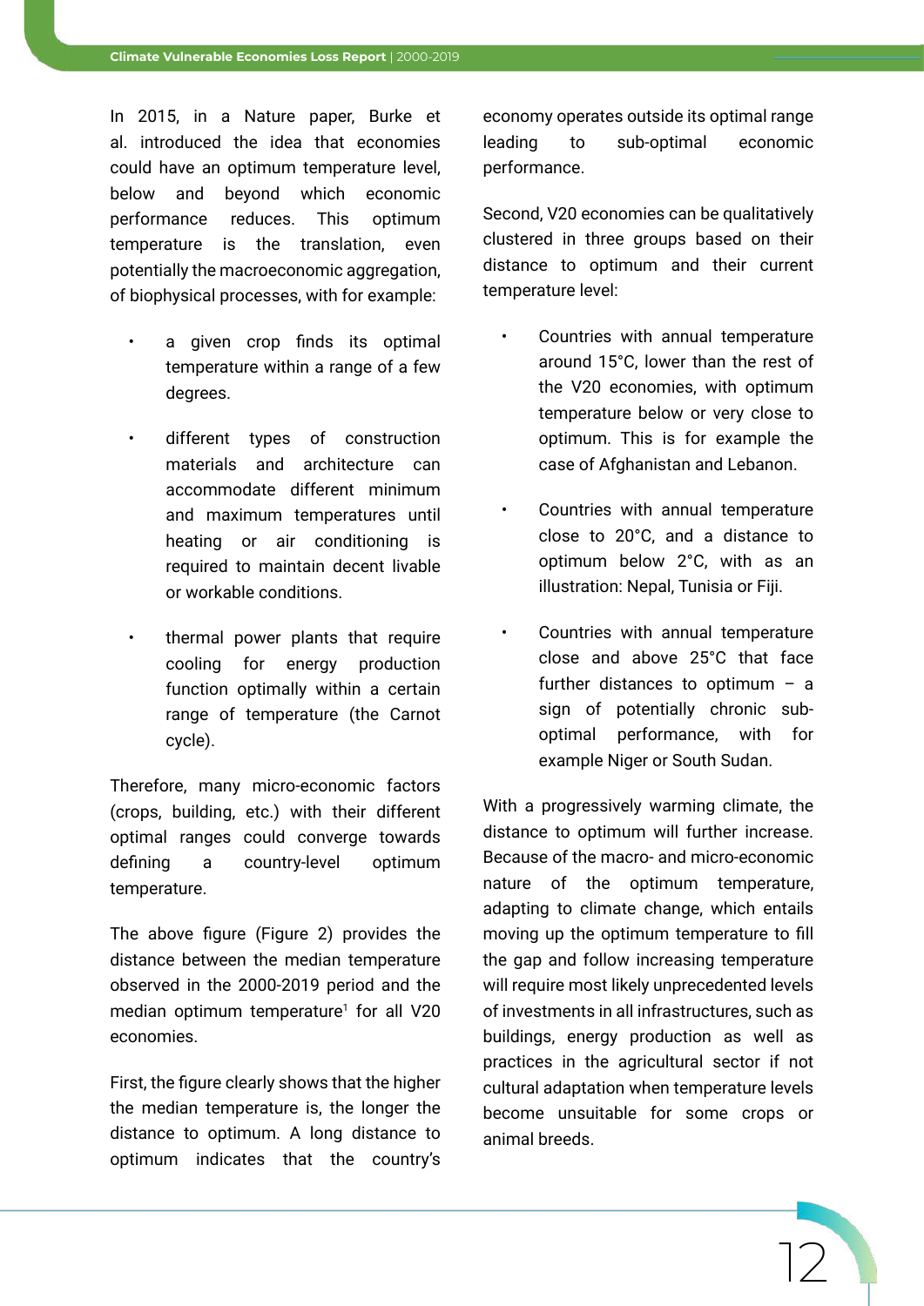In 2015, in a Nature paper, Burke et al. introduced the idea that economies could have an optimum temperature level, below and beyond which economic performance reduces. This optimum temperature is the translation, even potentially the macroeconomic aggregation, of biophysical processes, with for example:

- a given crop finds its optimal temperature within a range of a few degrees.
- different types of construction materials and architecture can accommodate different minimum and maximum temperatures until heating or air conditioning is required to maintain decent livable or workable conditions.
- thermal power plants that require cooling for energy production function optimally within a certain range of temperature (the Carnot cycle).

Therefore, many micro-economic factors (crops, building, etc.) with their different optimal ranges could converge towards defining a country-level optimum temperature.

The above figure (Figure 2) provides the distance between the median temperature observed in the 2000-2019 period and the median optimum temperature[1] for all V20 economies.

First, the figure clearly shows that the higher the median temperature is, the longer the distance to optimum. A long distance to optimum indicates that the country's economy operates outside its optimal range leading to sub-optimal economic performance.

Second, V20 economies can be qualitatively clustered in three groups based on their distance to optimum and their current temperature level:

- Countries with annual temperature around 15°C, lower than the rest of the V20 economies, with optimum temperature below or very close to optimum. This is for example the case of Afghanistan and Lebanon.
- Countries with annual temperature close to 20°C, and a distance to optimum below 2°C, with as an illustration: Nepal, Tunisia or Fiji.
- Countries with annual temperature close and above 25°C that face further distances to optimum – a sign of potentially chronic sub-optimal performance, with for example Niger or South Sudan.

With a progressively warming climate, the distance to optimum will further increase. Because of the macro- and micro-economic nature of the optimum temperature, adapting to climate change, which entails moving up the optimum temperature to fill the gap and follow increasing temperature will require most likely unprecedented levels of investments in all infrastructures, such as buildings, energy production as well as practices in the agricultural sector if not cultural adaptation when temperature levels become unsuitable for some crops or animal breeds.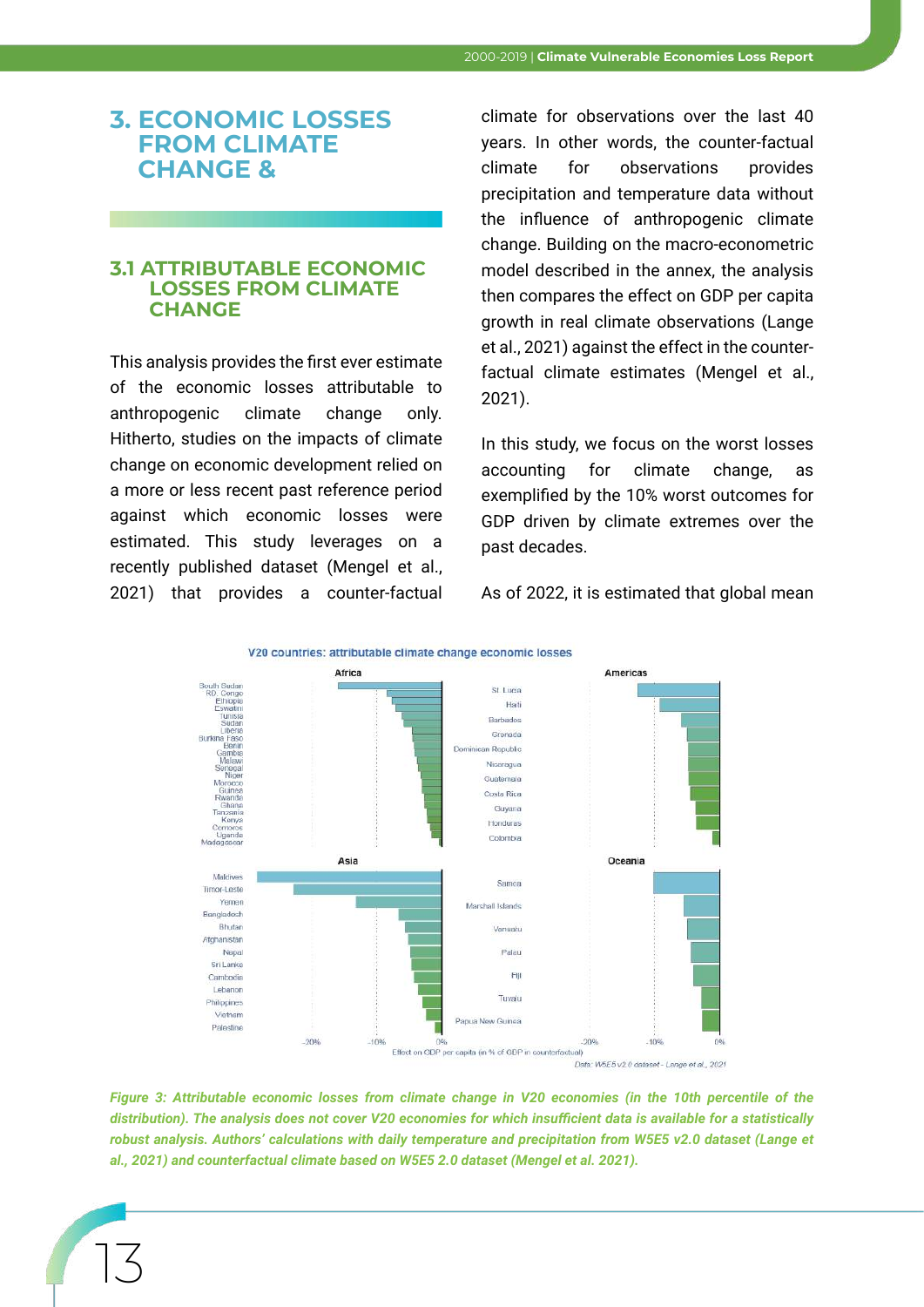# 3. ECONOMIC LOSSES FROM CLIMATE CHANGE &

## 3.1 ATTRIBUTABLE ECONOMIC LOSSES FROM CLIMATE CHANGE

This analysis provides the first ever estimate of the economic losses attributable to anthropogenic climate change only. Hitherto, studies on the impacts of climate change on economic development relied on a more or less recent past reference period against which economic losses were estimated. This study leverages on a recently published dataset (Mengel et al., 2021) that provides a counter-factual climate for observations over the last 40 years. In other words, the counter-factual climate for observations provides precipitation and temperature data without the influence of anthropogenic climate change. Building on the macro-econometric model described in the annex, the analysis then compares the effect on GDP per capita growth in real climate observations (Lange et al., 2021) against the effect in the counter-factual climate estimates (Mengel et al., 2021).

In this study, we focus on the worst losses accounting for climate change, as exemplified by the 10% worst outcomes for GDP driven by climate extremes over the past decades.

As of 2022, it is estimated that global mean

V20 countries: attributable climate change economic losses

Africa: South Sudan, RD. Congo, Ethiopia, Eswatini, Tunisia, Sudan, Liberia, Burkina Faso, Benin, Gambia, Malawi, Senegal, Niger, Morocco, Guinea, Rwanda, Ghana, Tanzania, Kenya, Comoros, Uganda, Madagascar

Americas: St. Lucia, Haiti, Barbados, Grenada, Dominican Republic, Nicaragua, Guatemala, Costa Rica, Guyana, Honduras, Colombia

Asia: Maldives, Timor-Leste, Yemen, Bangladesh, Bhutan, Afghanistan, Nepal, Sri Lanka, Cambodia, Lebanon, Philippines, Vietnam, Palestine

Oceania: Samoa, Marshall Islands, Vanuatu, Palau, Fiji, Tuvalu, Papua New Guinea

-20% -10% 0% -20% -10% 0%

Effect on GDP per capita (in % of GDP in counterfactual)

Data: W5E5 v2.0 dataset - Lange et al., 2021

*Figure 3: Attributable economic losses from climate change in V20 economies (in the 10th percentile of the distribution). The analysis does not cover V20 economies for which insufficient data is available for a statistically robust analysis. Authors' calculations with daily temperature and precipitation from W5E5 v2.0 dataset (Lange et al., 2021) and counterfactual climate based on W5E5 2.0 dataset (Mengel et al. 2021).*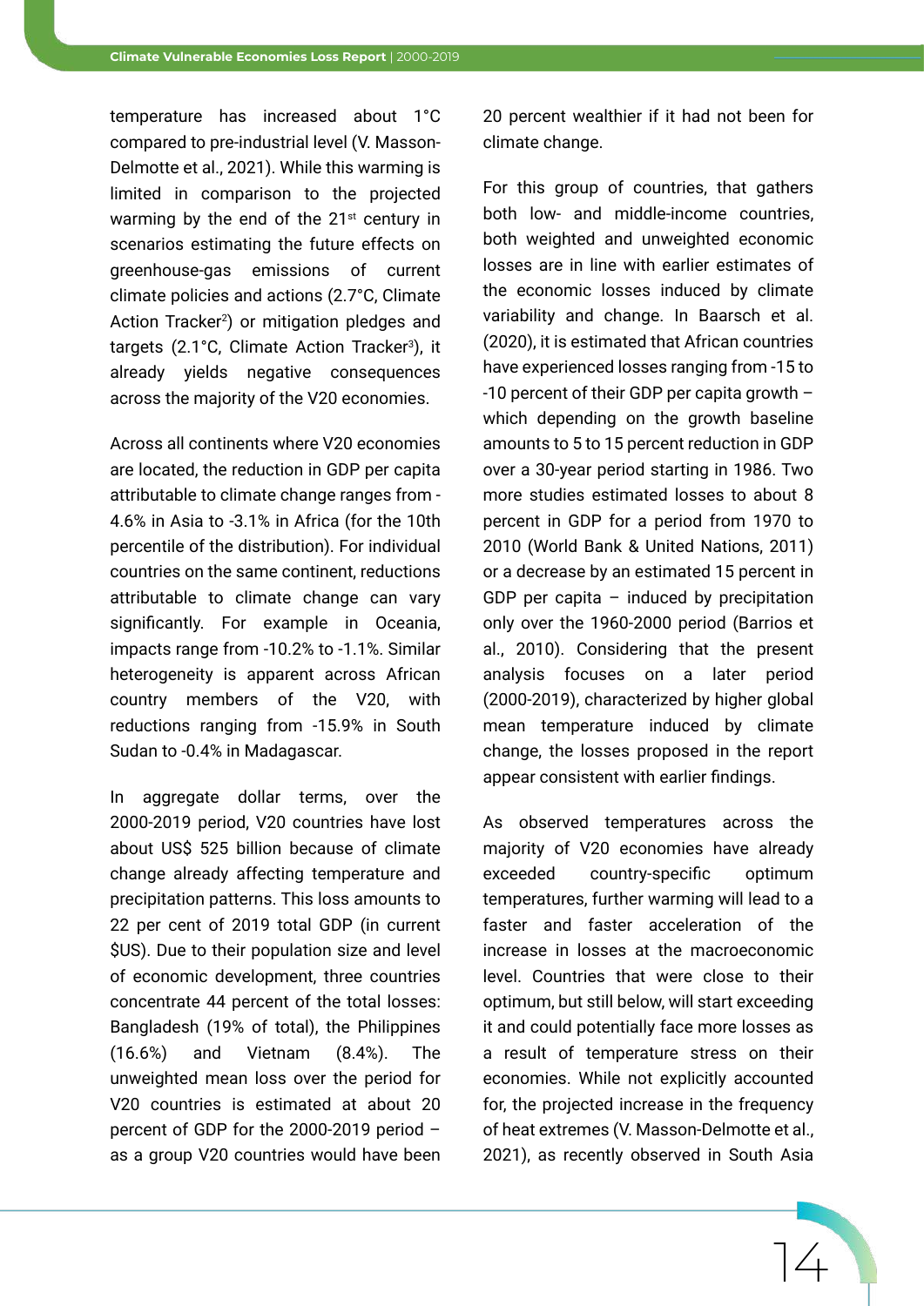temperature has increased about 1°C compared to pre-industrial level (V. Masson-Delmotte et al., 2021). While this warming is limited in comparison to the projected warming by the end of the 21st century in scenarios estimating the future effects on greenhouse-gas emissions of current climate policies and actions (2.7°C, Climate Action Tracker[2]) or mitigation pledges and targets (2.1°C, Climate Action Tracker[3]), it already yields negative consequences across the majority of the V20 economies.

Across all continents where V20 economies are located, the reduction in GDP per capita attributable to climate change ranges from -4.6% in Asia to -3.1% in Africa (for the 10th percentile of the distribution). For individual countries on the same continent, reductions attributable to climate change can vary significantly. For example in Oceania, impacts range from -10.2% to -1.1%. Similar heterogeneity is apparent across African country members of the V20, with reductions ranging from -15.9% in South Sudan to -0.4% in Madagascar.

In aggregate dollar terms, over the 2000-2019 period, V20 countries have lost about US$ 525 billion because of climate change already affecting temperature and precipitation patterns. This loss amounts to 22 per cent of 2019 total GDP (in current $US). Due to their population size and level of economic development, three countries concentrate 44 percent of the total losses: Bangladesh (19% of total), the Philippines (16.6%) and Vietnam (8.4%). The unweighted mean loss over the period for V20 countries is estimated at about 20 percent of GDP for the 2000-2019 period – as a group V20 countries would have been 20 percent wealthier if it had not been for climate change.

For this group of countries, that gathers both low- and middle-income countries, both weighted and unweighted economic losses are in line with earlier estimates of the economic losses induced by climate variability and change. In Baarsch et al. (2020), it is estimated that African countries have experienced losses ranging from -15 to -10 percent of their GDP per capita growth – which depending on the growth baseline amounts to 5 to 15 percent reduction in GDP over a 30-year period starting in 1986. Two more studies estimated losses to about 8 percent in GDP for a period from 1970 to 2010 (World Bank & United Nations, 2011) or a decrease by an estimated 15 percent in GDP per capita – induced by precipitation only over the 1960-2000 period (Barrios et al., 2010). Considering that the present analysis focuses on a later period (2000-2019), characterized by higher global mean temperature induced by climate change, the losses proposed in the report appear consistent with earlier findings.

As observed temperatures across the majority of V20 economies have already exceeded country-specific optimum temperatures, further warming will lead to a faster and faster acceleration of the increase in losses at the macroeconomic level. Countries that were close to their optimum, but still below, will start exceeding it and could potentially face more losses as a result of temperature stress on their economies. While not explicitly accounted for, the projected increase in the frequency of heat extremes (V. Masson-Delmotte et al., 2021), as recently observed in South Asia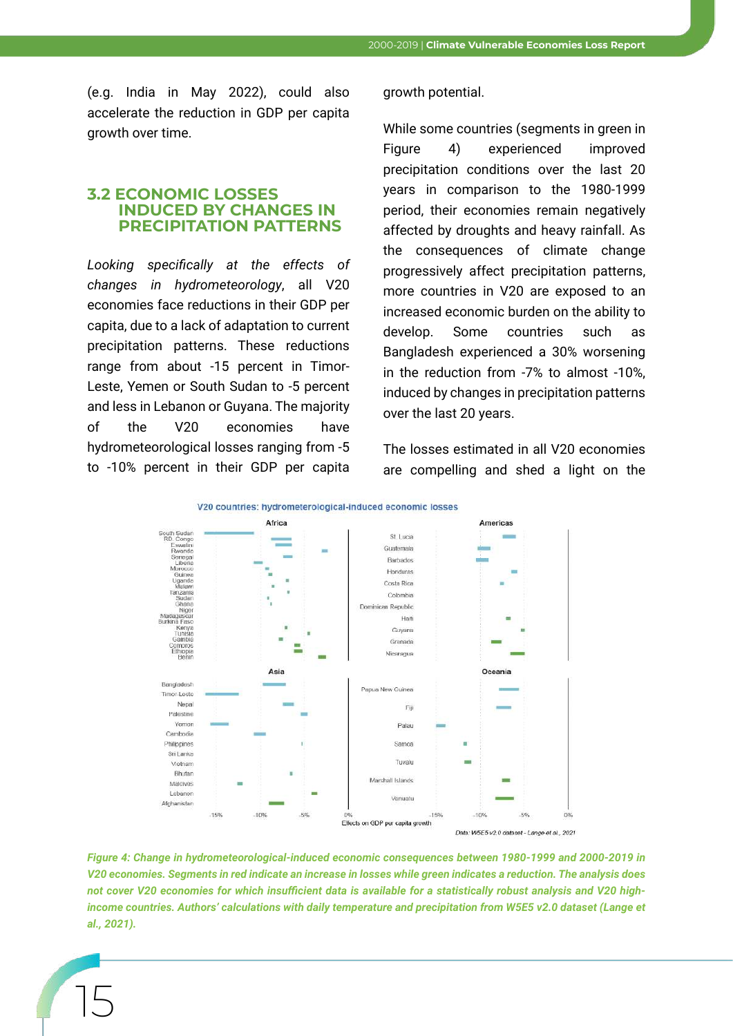(e.g. India in May 2022), could also accelerate the reduction in GDP per capita growth over time.

## 3.2 ECONOMIC LOSSES INDUCED BY CHANGES IN PRECIPITATION PATTERNS

*Looking specifically at the effects of changes in hydrometeorology*, all V20 economies face reductions in their GDP per capita, due to a lack of adaptation to current precipitation patterns. These reductions range from about -15 percent in Timor-Leste, Yemen or South Sudan to -5 percent and less in Lebanon or Guyana. The majority of the V20 economies have hydrometeorological losses ranging from -5 to -10% percent in their GDP per capita growth potential.

While some countries (segments in green in Figure 4) experienced improved precipitation conditions over the last 20 years in comparison to the 1980-1999 period, their economies remain negatively affected by droughts and heavy rainfall. As the consequences of climate change progressively affect precipitation patterns, more countries in V20 are exposed to an increased economic burden on the ability to develop. Some countries such as Bangladesh experienced a 30% worsening in the reduction from -7% to almost -10%, induced by changes in precipitation patterns over the last 20 years.

The losses estimated in all V20 economies are compelling and shed a light on the

*Figure 4: Change in hydrometeorological-induced economic consequences between 1980-1999 and 2000-2019 in V20 economies. Segments in red indicate an increase in losses while green indicates a reduction. The analysis does not cover V20 economies for which insufficient data is available for a statistically robust analysis and V20 high-income countries. Authors' calculations with daily temperature and precipitation from W5E5 v2.0 dataset (Lange et al., 2021).*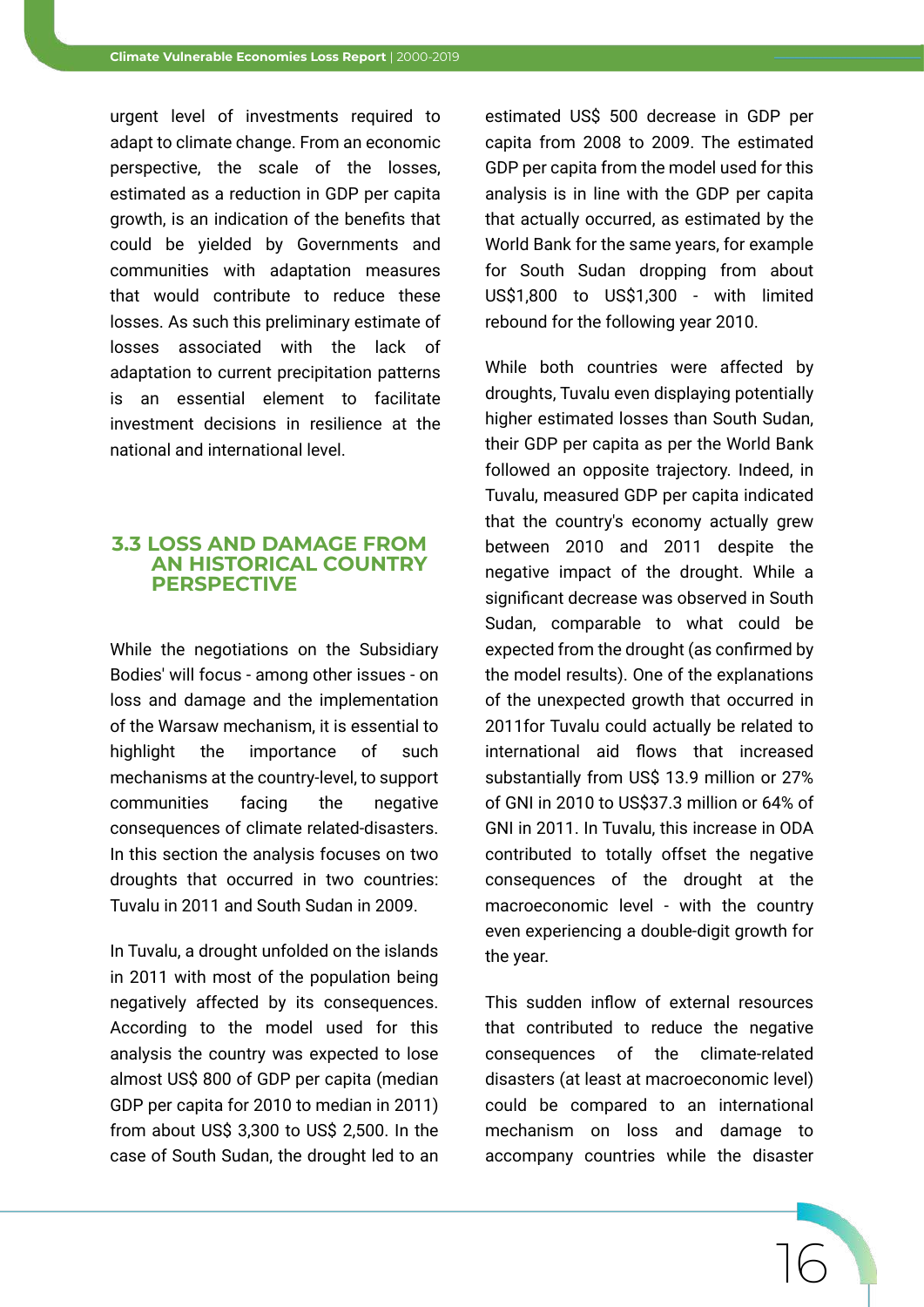urgent level of investments required to adapt to climate change. From an economic perspective, the scale of the losses, estimated as a reduction in GDP per capita growth, is an indication of the benefits that could be yielded by Governments and communities with adaptation measures that would contribute to reduce these losses. As such this preliminary estimate of losses associated with the lack of adaptation to current precipitation patterns is an essential element to facilitate investment decisions in resilience at the national and international level.

## 3.3 LOSS AND DAMAGE FROM AN HISTORICAL COUNTRY PERSPECTIVE

While the negotiations on the Subsidiary Bodies' will focus - among other issues - on loss and damage and the implementation of the Warsaw mechanism, it is essential to highlight the importance of such mechanisms at the country-level, to support communities facing the negative consequences of climate related-disasters. In this section the analysis focuses on two droughts that occurred in two countries: Tuvalu in 2011 and South Sudan in 2009.

In Tuvalu, a drought unfolded on the islands in 2011 with most of the population being negatively affected by its consequences. According to the model used for this analysis the country was expected to lose almost US$ 800 of GDP per capita (median GDP per capita for 2010 to median in 2011) from about US$ 3,300 to US$ 2,500. In the case of South Sudan, the drought led to an estimated US$ 500 decrease in GDP per capita from 2008 to 2009. The estimated GDP per capita from the model used for this analysis is in line with the GDP per capita that actually occurred, as estimated by the World Bank for the same years, for example for South Sudan dropping from about US$1,800 to US$1,300 - with limited rebound for the following year 2010.

While both countries were affected by droughts, Tuvalu even displaying potentially higher estimated losses than South Sudan, their GDP per capita as per the World Bank followed an opposite trajectory. Indeed, in Tuvalu, measured GDP per capita indicated that the country's economy actually grew between 2010 and 2011 despite the negative impact of the drought. While a significant decrease was observed in South Sudan, comparable to what could be expected from the drought (as confirmed by the model results). One of the explanations of the unexpected growth that occurred in 2011for Tuvalu could actually be related to international aid flows that increased substantially from US$ 13.9 million or 27% of GNI in 2010 to US$37.3 million or 64% of GNI in 2011. In Tuvalu, this increase in ODA contributed to totally offset the negative consequences of the drought at the macroeconomic level - with the country even experiencing a double-digit growth for the year.

This sudden inflow of external resources that contributed to reduce the negative consequences of the climate-related disasters (at least at macroeconomic level) could be compared to an international mechanism on loss and damage to accompany countries while the disaster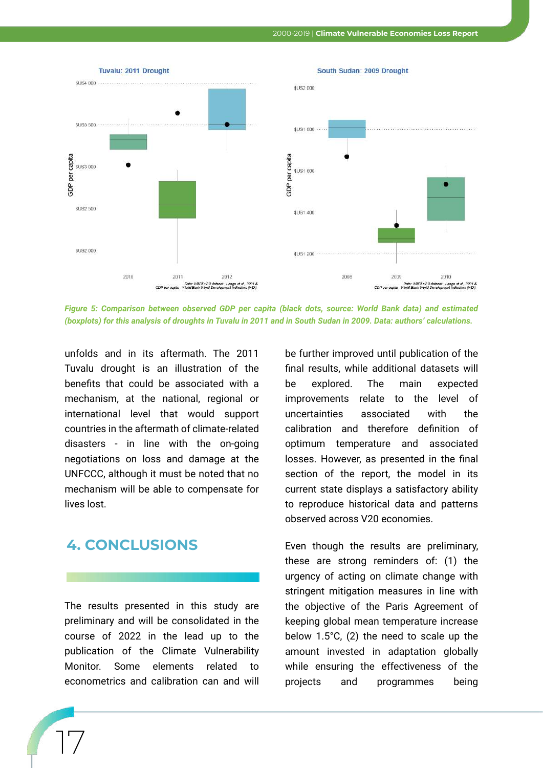Figure 5: Comparison between observed GDP per capita (black dots, source: World Bank data) and estimated (boxplots) for this analysis of droughts in Tuvalu in 2011 and in South Sudan in 2009. Data: authors' calculations.

unfolds and in its aftermath. The 2011 Tuvalu drought is an illustration of the benefits that could be associated with a mechanism, at the national, regional or international level that would support countries in the aftermath of climate-related disasters - in line with the on-going negotiations on loss and damage at the UNFCCC, although it must be noted that no mechanism will be able to compensate for lives lost.

## 4. CONCLUSIONS

The results presented in this study are preliminary and will be consolidated in the course of 2022 in the lead up to the publication of the Climate Vulnerability Monitor. Some elements related to econometrics and calibration can and will be further improved until publication of the final results, while additional datasets will be explored. The main expected improvements relate to the level of uncertainties associated with the calibration and therefore definition of optimum temperature and associated losses. However, as presented in the final section of the report, the model in its current state displays a satisfactory ability to reproduce historical data and patterns observed across V20 economies.

Even though the results are preliminary, these are strong reminders of: (1) the urgency of acting on climate change with stringent mitigation measures in line with the objective of the Paris Agreement of keeping global mean temperature increase below 1.5°C, (2) the need to scale up the amount invested in adaptation globally while ensuring the effectiveness of the projects and programmes being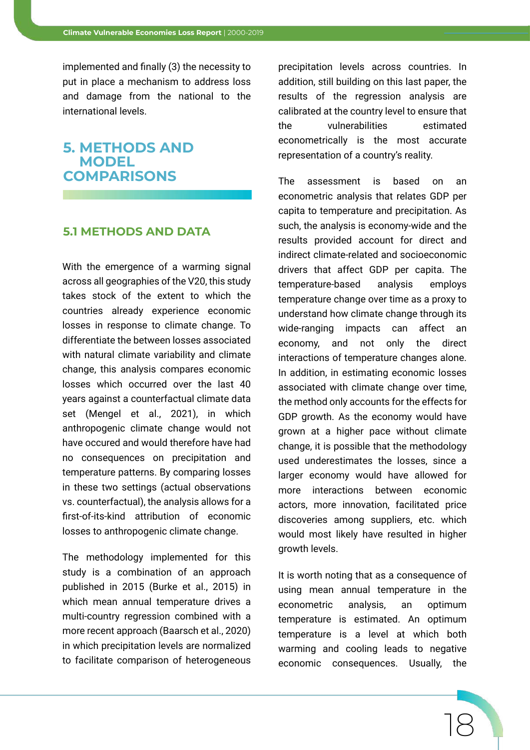implemented and finally (3) the necessity to put in place a mechanism to address loss and damage from the national to the international levels.

# 5. METHODS AND MODEL COMPARISONS

## 5.1 METHODS AND DATA

With the emergence of a warming signal across all geographies of the V20, this study takes stock of the extent to which the countries already experience economic losses in response to climate change. To differentiate the between losses associated with natural climate variability and climate change, this analysis compares economic losses which occurred over the last 40 years against a counterfactual climate data set (Mengel et al., 2021), in which anthropogenic climate change would not have occured and would therefore have had no consequences on precipitation and temperature patterns. By comparing losses in these two settings (actual observations vs. counterfactual), the analysis allows for a first-of-its-kind attribution of economic losses to anthropogenic climate change.

The methodology implemented for this study is a combination of an approach published in 2015 (Burke et al., 2015) in which mean annual temperature drives a multi-country regression combined with a more recent approach (Baarsch et al., 2020) in which precipitation levels are normalized to facilitate comparison of heterogeneous precipitation levels across countries. In addition, still building on this last paper, the results of the regression analysis are calibrated at the country level to ensure that the vulnerabilities estimated econometrically is the most accurate representation of a country's reality.

The assessment is based on an econometric analysis that relates GDP per capita to temperature and precipitation. As such, the analysis is economy-wide and the results provided account for direct and indirect climate-related and socioeconomic drivers that affect GDP per capita. The temperature-based analysis employs temperature change over time as a proxy to understand how climate change through its wide-ranging impacts can affect an economy, and not only the direct interactions of temperature changes alone. In addition, in estimating economic losses associated with climate change over time, the method only accounts for the effects for GDP growth. As the economy would have grown at a higher pace without climate change, it is possible that the methodology used underestimates the losses, since a larger economy would have allowed for more interactions between economic actors, more innovation, facilitated price discoveries among suppliers, etc. which would most likely have resulted in higher growth levels.

It is worth noting that as a consequence of using mean annual temperature in the econometric analysis, an optimum temperature is estimated. An optimum temperature is a level at which both warming and cooling leads to negative economic consequences. Usually, the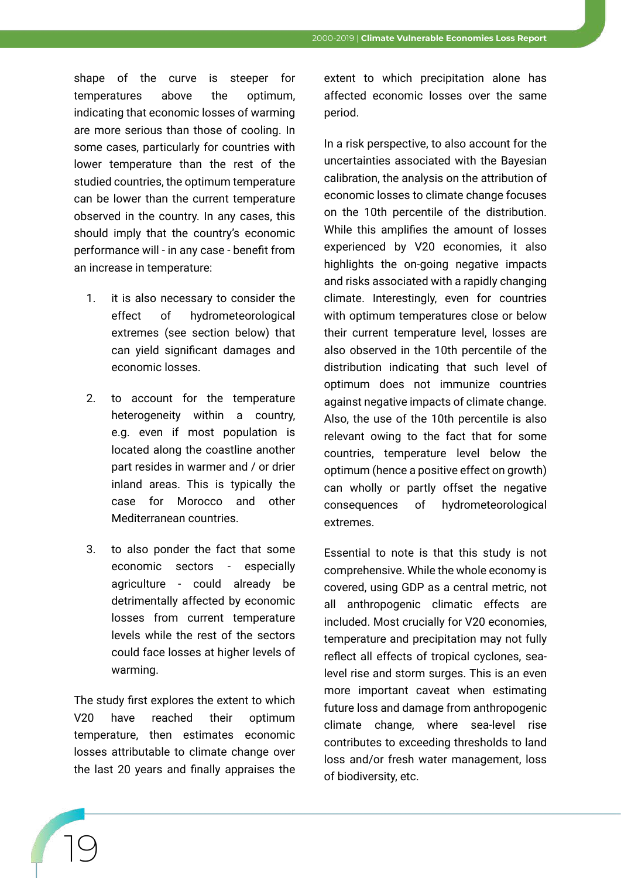shape of the curve is steeper for temperatures above the optimum, indicating that economic losses of warming are more serious than those of cooling. In some cases, particularly for countries with lower temperature than the rest of the studied countries, the optimum temperature can be lower than the current temperature observed in the country. In any cases, this should imply that the country's economic performance will - in any case - benefit from an increase in temperature:

1. it is also necessary to consider the effect of hydrometeorological extremes (see section below) that can yield significant damages and economic losses.

2. to account for the temperature heterogeneity within a country, e.g. even if most population is located along the coastline another part resides in warmer and / or drier inland areas. This is typically the case for Morocco and other Mediterranean countries.

3. to also ponder the fact that some economic sectors - especially agriculture - could already be detrimentally affected by economic losses from current temperature levels while the rest of the sectors could face losses at higher levels of warming.

The study first explores the extent to which V20 have reached their optimum temperature, then estimates economic losses attributable to climate change over the last 20 years and finally appraises the extent to which precipitation alone has affected economic losses over the same period.

In a risk perspective, to also account for the uncertainties associated with the Bayesian calibration, the analysis on the attribution of economic losses to climate change focuses on the 10th percentile of the distribution. While this amplifies the amount of losses experienced by V20 economies, it also highlights the on-going negative impacts and risks associated with a rapidly changing climate. Interestingly, even for countries with optimum temperatures close or below their current temperature level, losses are also observed in the 10th percentile of the distribution indicating that such level of optimum does not immunize countries against negative impacts of climate change. Also, the use of the 10th percentile is also relevant owing to the fact that for some countries, temperature level below the optimum (hence a positive effect on growth) can wholly or partly offset the negative consequences of hydrometeorological extremes.

Essential to note is that this study is not comprehensive. While the whole economy is covered, using GDP as a central metric, not all anthropogenic climatic effects are included. Most crucially for V20 economies, temperature and precipitation may not fully reflect all effects of tropical cyclones, sea-level rise and storm surges. This is an even more important caveat when estimating future loss and damage from anthropogenic climate change, where sea-level rise contributes to exceeding thresholds to land loss and/or fresh water management, loss of biodiversity, etc.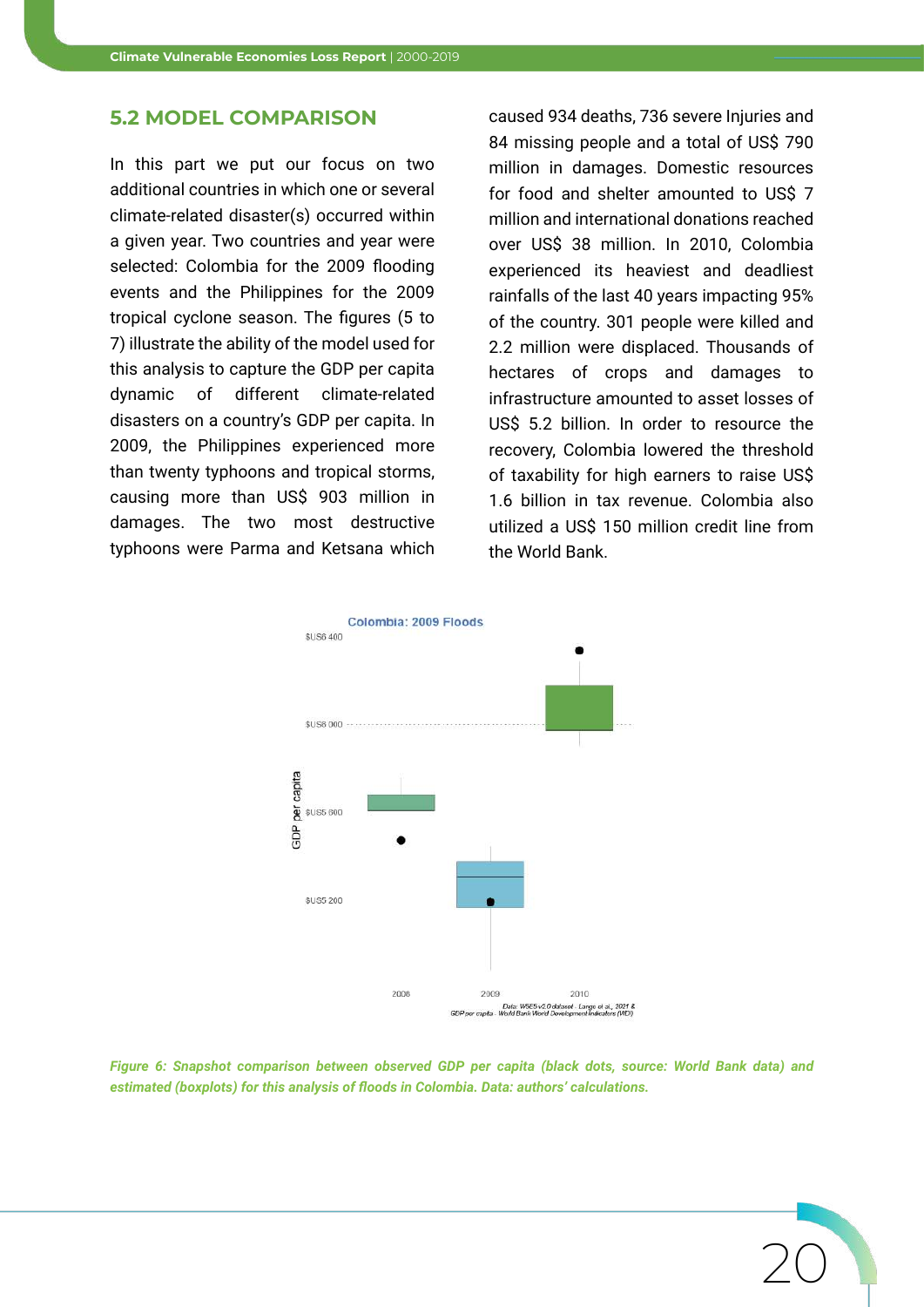## 5.2 MODEL COMPARISON

In this part we put our focus on two additional countries in which one or several climate-related disaster(s) occurred within a given year. Two countries and year were selected: Colombia for the 2009 flooding events and the Philippines for the 2009 tropical cyclone season. The figures (5 to 7) illustrate the ability of the model used for this analysis to capture the GDP per capita dynamic of different climate-related disasters on a country's GDP per capita. In 2009, the Philippines experienced more than twenty typhoons and tropical storms, causing more than US$ 903 million in damages. The two most destructive typhoons were Parma and Ketsana which caused 934 deaths, 736 severe Injuries and 84 missing people and a total of US$ 790 million in damages. Domestic resources for food and shelter amounted to US$ 7 million and international donations reached over US$ 38 million. In 2010, Colombia experienced its heaviest and deadliest rainfalls of the last 40 years impacting 95% of the country. 301 people were killed and 2.2 million were displaced. Thousands of hectares of crops and damages to infrastructure amounted to asset losses of US$ 5.2 billion. In order to resource the recovery, Colombia lowered the threshold of taxability for high earners to raise US$ 1.6 billion in tax revenue. Colombia also utilized a US$ 150 million credit line from the World Bank.

Colombia: 2009 Floods

GDP per capita: $US6 400, $US6 000, $US5 600, $US5 200

2008, 2009, 2010

Data: W5E5 v2.0 dataset - Lange et al., 2021 & GDP per capita - World Bank World Development Indicators (WDI)

*Figure 6: Snapshot comparison between observed GDP per capita (black dots, source: World Bank data) and estimated (boxplots) for this analysis of floods in Colombia. Data: authors' calculations.*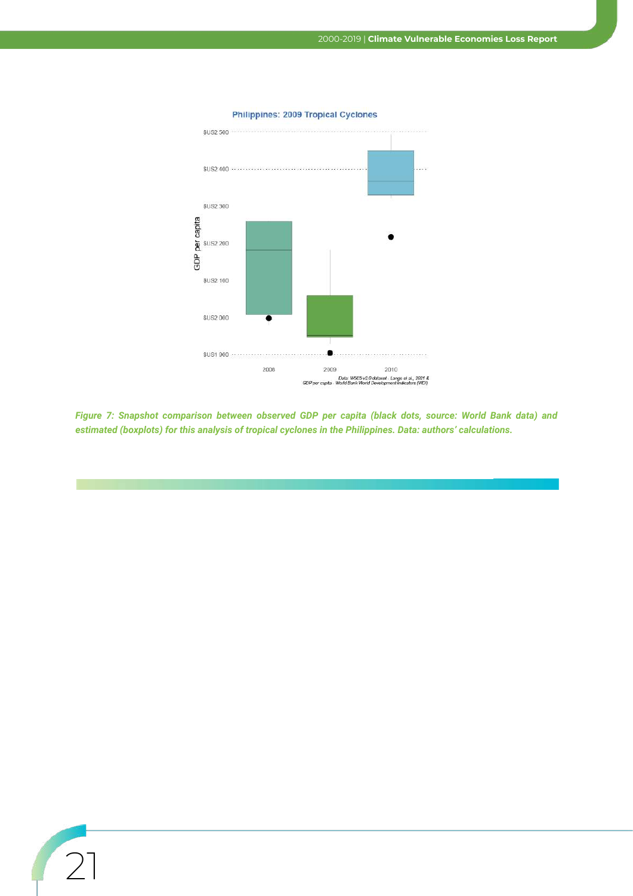*Figure 7: Snapshot comparison between observed GDP per capita (black dots, source: World Bank data) and estimated (boxplots) for this analysis of tropical cyclones in the Philippines. Data: authors' calculations.*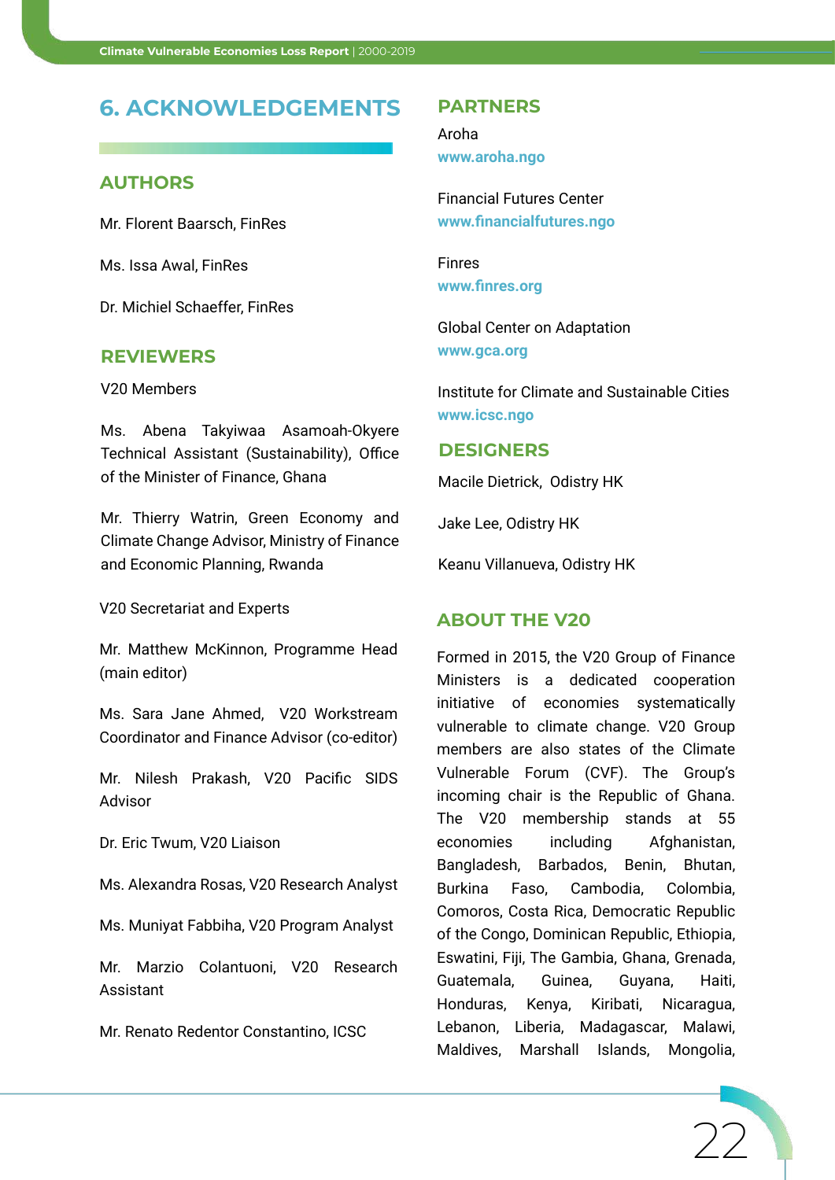# 6. ACKNOWLEDGEMENTS

## AUTHORS

Mr. Florent Baarsch, FinRes

Ms. Issa Awal, FinRes

Dr. Michiel Schaeffer, FinRes

## REVIEWERS

V20 Members

Ms. Abena Takyiwaa Asamoah-Okyere Technical Assistant (Sustainability), Office of the Minister of Finance, Ghana

Mr. Thierry Watrin, Green Economy and Climate Change Advisor, Ministry of Finance and Economic Planning, Rwanda

V20 Secretariat and Experts

Mr. Matthew McKinnon, Programme Head (main editor)

Ms. Sara Jane Ahmed, V20 Workstream Coordinator and Finance Advisor (co-editor)

Mr. Nilesh Prakash, V20 Pacific SIDS Advisor

Dr. Eric Twum, V20 Liaison

Ms. Alexandra Rosas, V20 Research Analyst

Ms. Muniyat Fabbiha, V20 Program Analyst

Mr. Marzio Colantuoni, V20 Research Assistant

Mr. Renato Redentor Constantino, ICSC

## PARTNERS

Aroha
**www.aroha.ngo**

Financial Futures Center
**www.financialfutures.ngo**

Finres
**www.finres.org**

Global Center on Adaptation
**www.gca.org**

Institute for Climate and Sustainable Cities
**www.icsc.ngo**

## DESIGNERS

Macile Dietrick, Odistry HK

Jake Lee, Odistry HK

Keanu Villanueva, Odistry HK

## ABOUT THE V20

Formed in 2015, the V20 Group of Finance Ministers is a dedicated cooperation initiative of economies systematically vulnerable to climate change. V20 Group members are also states of the Climate Vulnerable Forum (CVF). The Group's incoming chair is the Republic of Ghana. The V20 membership stands at 55 economies including Afghanistan, Bangladesh, Barbados, Benin, Bhutan, Burkina Faso, Cambodia, Colombia, Comoros, Costa Rica, Democratic Republic of the Congo, Dominican Republic, Ethiopia, Eswatini, Fiji, The Gambia, Ghana, Grenada, Guatemala, Guinea, Guyana, Haiti, Honduras, Kenya, Kiribati, Nicaragua, Lebanon, Liberia, Madagascar, Malawi, Maldives, Marshall Islands, Mongolia,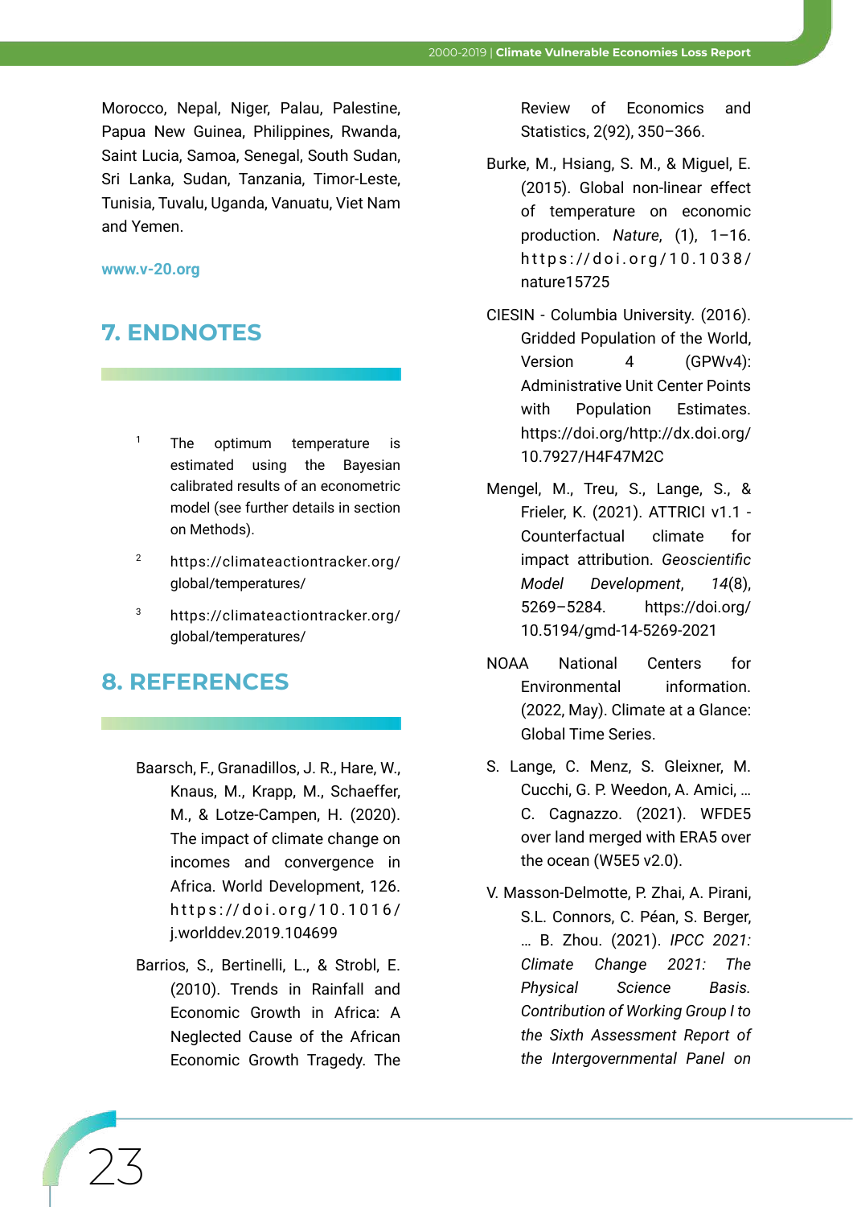Morocco, Nepal, Niger, Palau, Palestine, Papua New Guinea, Philippines, Rwanda, Saint Lucia, Samoa, Senegal, South Sudan, Sri Lanka, Sudan, Tanzania, Timor-Leste, Tunisia, Tuvalu, Uganda, Vanuatu, Viet Nam and Yemen.

**www.v-20.org**

## 7. ENDNOTES

[1] The optimum temperature is estimated using the Bayesian calibrated results of an econometric model (see further details in section on Methods).

[2] https://climateactiontracker.org/global/temperatures/

[3] https://climateactiontracker.org/global/temperatures/

## 8. REFERENCES

Baarsch, F., Granadillos, J. R., Hare, W., Knaus, M., Krapp, M., Schaeffer, M., & Lotze-Campen, H. (2020). The impact of climate change on incomes and convergence in Africa. World Development, 126. https://doi.org/10.1016/j.worlddev.2019.104699

Barrios, S., Bertinelli, L., & Strobl, E. (2010). Trends in Rainfall and Economic Growth in Africa: A Neglected Cause of the African Economic Growth Tragedy. The Review of Economics and Statistics, 2(92), 350–366.

Burke, M., Hsiang, S. M., & Miguel, E. (2015). Global non-linear effect of temperature on economic production. *Nature*, (1), 1–16. https://doi.org/10.1038/nature15725

CIESIN - Columbia University. (2016). Gridded Population of the World, Version 4 (GPWv4): Administrative Unit Center Points with Population Estimates. https://doi.org/http://dx.doi.org/10.7927/H4F47M2C

Mengel, M., Treu, S., Lange, S., & Frieler, K. (2021). ATTRICI v1.1 - Counterfactual climate for impact attribution. *Geoscientific Model Development*, *14*(8), 5269–5284. https://doi.org/10.5194/gmd-14-5269-2021

NOAA National Centers for Environmental information. (2022, May). Climate at a Glance: Global Time Series.

S. Lange, C. Menz, S. Gleixner, M. Cucchi, G. P. Weedon, A. Amici, … C. Cagnazzo. (2021). WFDE5 over land merged with ERA5 over the ocean (W5E5 v2.0).

V. Masson-Delmotte, P. Zhai, A. Pirani, S.L. Connors, C. Péan, S. Berger, … B. Zhou. (2021). *IPCC 2021: Climate Change 2021: The Physical Science Basis. Contribution of Working Group I to the Sixth Assessment Report of the Intergovernmental Panel on*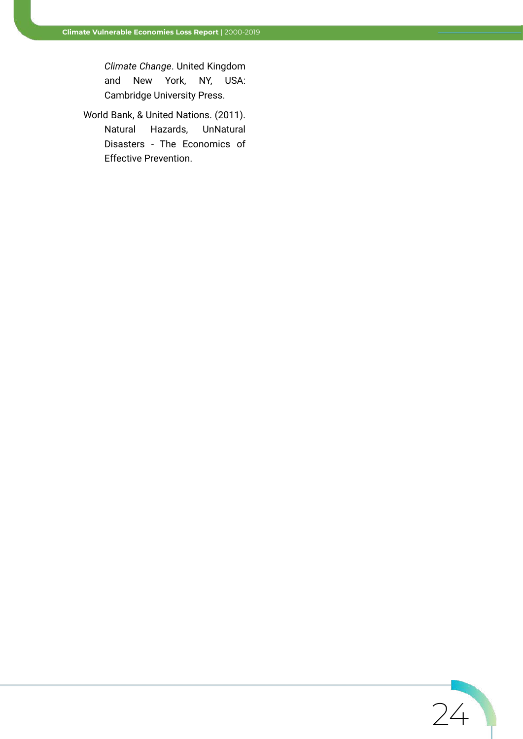*Climate Change*. United Kingdom and New York, NY, USA: Cambridge University Press.

World Bank, & United Nations. (2011). Natural Hazards, UnNatural Disasters - The Economics of Effective Prevention.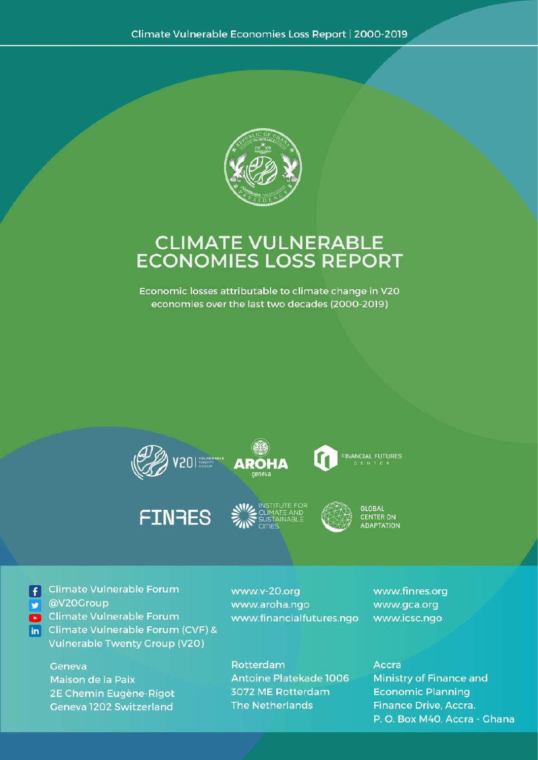# CLIMATE VULNERABLE ECONOMIES LOSS REPORT

Economic losses attributable to climate change in V20 economies over the last two decades (2000-2019)

V20 VULNERABLE TWENTY GROUP

AROHA geneva

FINANCIAL FUTURES CENTER

FINRES

INSTITUTE FOR CLIMATE AND SUSTAINABLE CITIES

GLOBAL CENTER ON ADAPTATION

Climate Vulnerable Forum
@V20Group
Climate Vulnerable Forum
Climate Vulnerable Forum (CVF) & Vulnerable Twenty Group (V20)

www.v-20.org
www.aroha.ngo
www.financialfutures.ngo

www.finres.org
www.gca.org
www.icsc.ngo

Geneva
Maison de la Paix
2E Chemin Eugène-Rigot
Geneva 1202 Switzerland

Rotterdam
Antoine Platekade 1006
3072 ME Rotterdam
The Netherlands

Accra
Ministry of Finance and Economic Planning
Finance Drive, Accra.
P. O. Box M40, Accra - Ghana